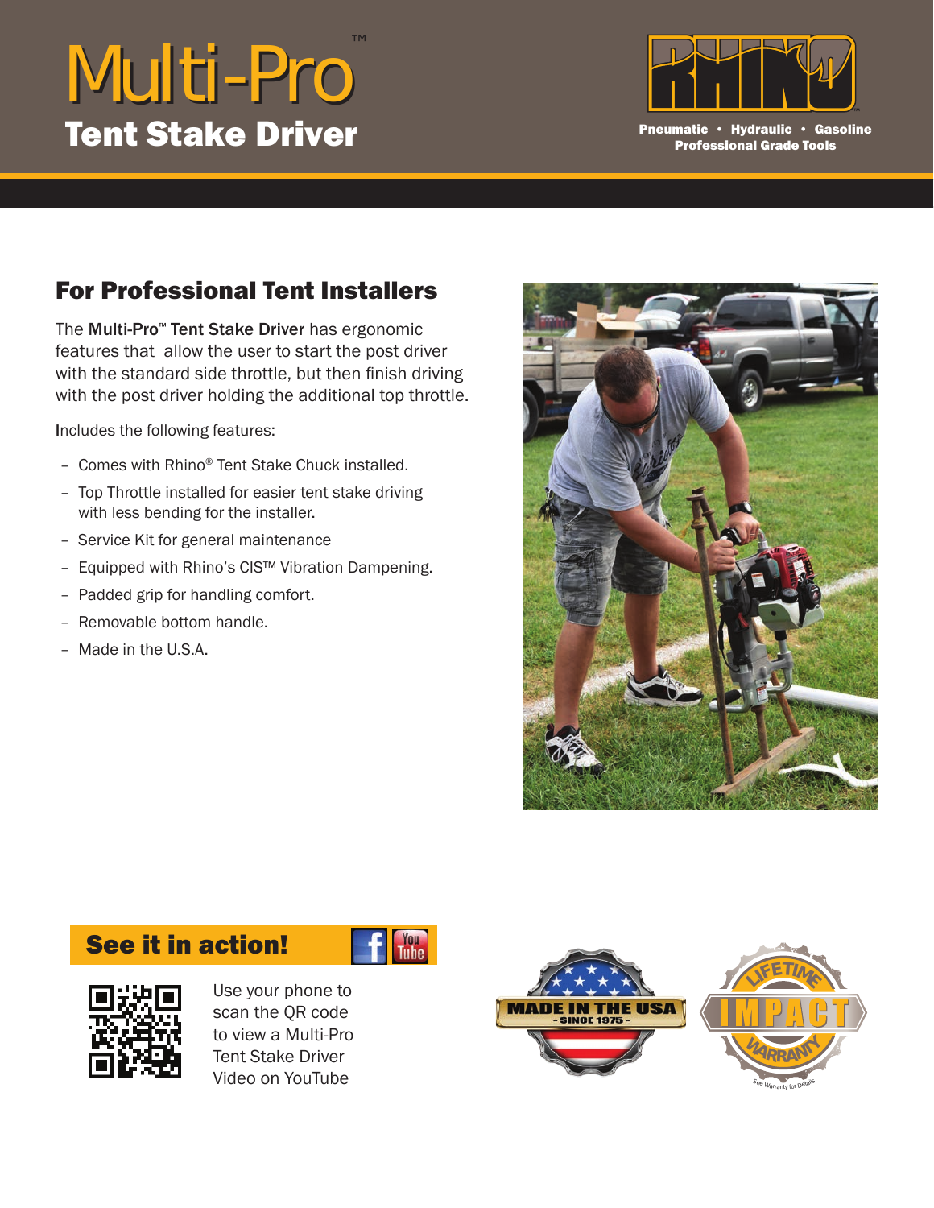# Multi-Pro™ Tent Stake Driver

Pneumatic • Hydraulic • Gasoline
Professional Grade Tools

## For Professional Tent Installers

The **Multi-Pro™ Tent Stake Driver** has ergonomic features that allow the user to start the post driver with the standard side throttle, but then finish driving with the post driver holding the additional top throttle.

Includes the following features:

- Comes with Rhino® Tent Stake Chuck installed.
- Top Throttle installed for easier tent stake driving with less bending for the installer.
- Service Kit for general maintenance
- Equipped with Rhino's CIS™ Vibration Dampening.
- Padded grip for handling comfort.
- Removable bottom handle.
- Made in the U.S.A.

## See it in action!

Use your phone to scan the QR code to view a Multi-Pro Tent Stake Driver Video on YouTube

MADE IN THE USA – SINCE 1975 –

LIFETIME IMPACT WARRANTY
See Warranty for Details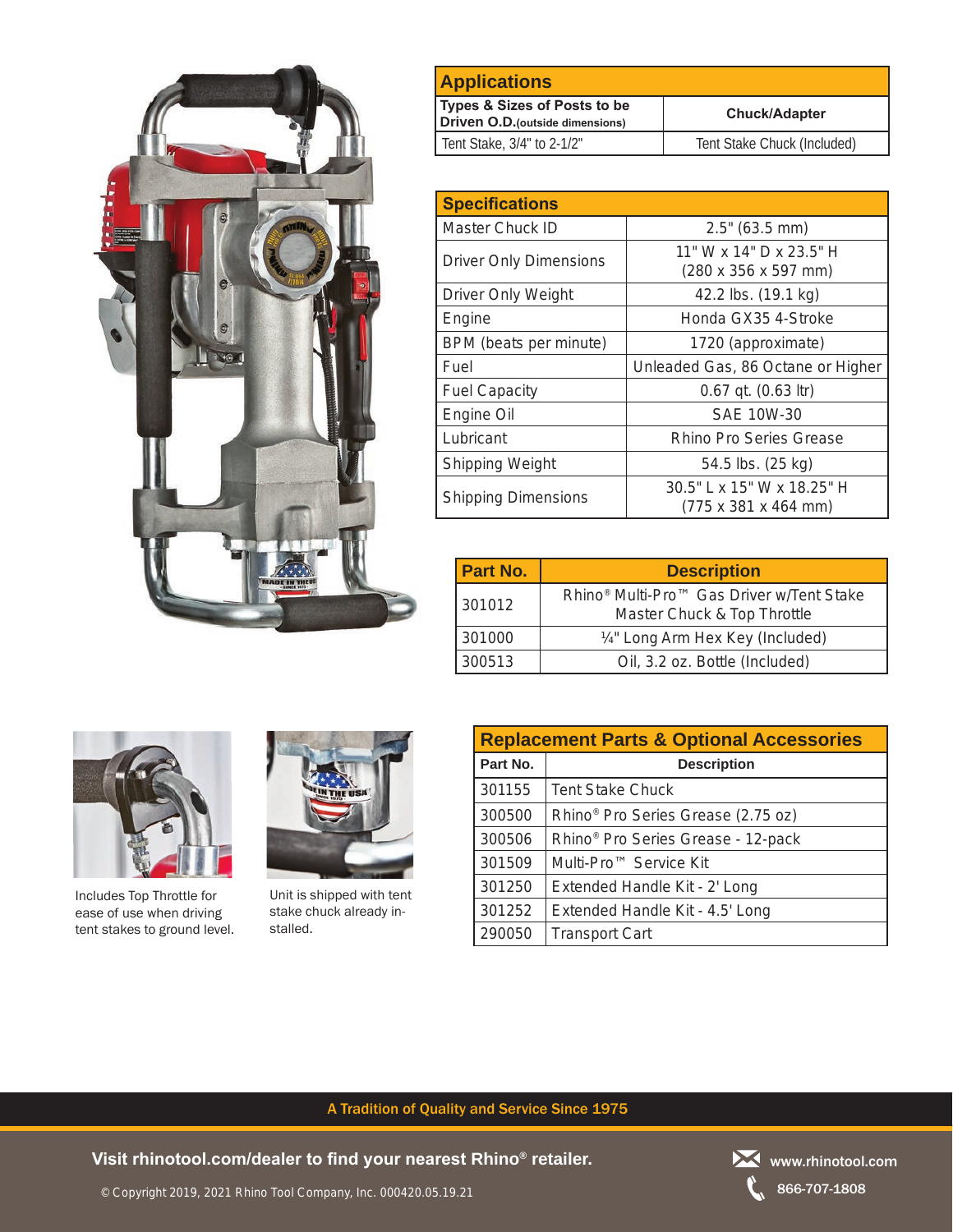## Applications

| Types & Sizes of Posts to be Driven O.D. (outside dimensions) | Chuck/Adapter |
|---|---|
| Tent Stake, 3/4" to 2-1/2" | Tent Stake Chuck (Included) |

## Specifications

| | |
|---|---|
| Master Chuck ID | 2.5" (63.5 mm) |
| Driver Only Dimensions | 11" W x 14" D x 23.5" H (280 x 356 x 597 mm) |
| Driver Only Weight | 42.2 lbs. (19.1 kg) |
| Engine | Honda GX35 4-Stroke |
| BPM (beats per minute) | 1720 (approximate) |
| Fuel | Unleaded Gas, 86 Octane or Higher |
| Fuel Capacity | 0.67 qt. (0.63 ltr) |
| Engine Oil | SAE 10W-30 |
| Lubricant | Rhino Pro Series Grease |
| Shipping Weight | 54.5 lbs. (25 kg) |
| Shipping Dimensions | 30.5" L x 15" W x 18.25" H (775 x 381 x 464 mm) |

| Part No. | Description |
|---|---|
| 301012 | Rhino® Multi-Pro™ Gas Driver w/Tent Stake Master Chuck & Top Throttle |
| 301000 | ¼" Long Arm Hex Key (Included) |
| 300513 | Oil, 3.2 oz. Bottle (Included) |

Includes Top Throttle for ease of use when driving tent stakes to ground level.

Unit is shipped with tent stake chuck already installed.

## Replacement Parts & Optional Accessories

| Part No. | Description |
|---|---|
| 301155 | Tent Stake Chuck |
| 300500 | Rhino® Pro Series Grease (2.75 oz) |
| 300506 | Rhino® Pro Series Grease - 12-pack |
| 301509 | Multi-Pro™ Service Kit |
| 301250 | Extended Handle Kit - 2' Long |
| 301252 | Extended Handle Kit - 4.5' Long |
| 290050 | Transport Cart |

A Tradition of Quality and Service Since 1975

**Visit rhinotool.com/dealer to find your nearest Rhino® retailer.**

www.rhinotool.com

866-707-1808

© Copyright 2019, 2021 Rhino Tool Company, Inc. 000420.05.19.21